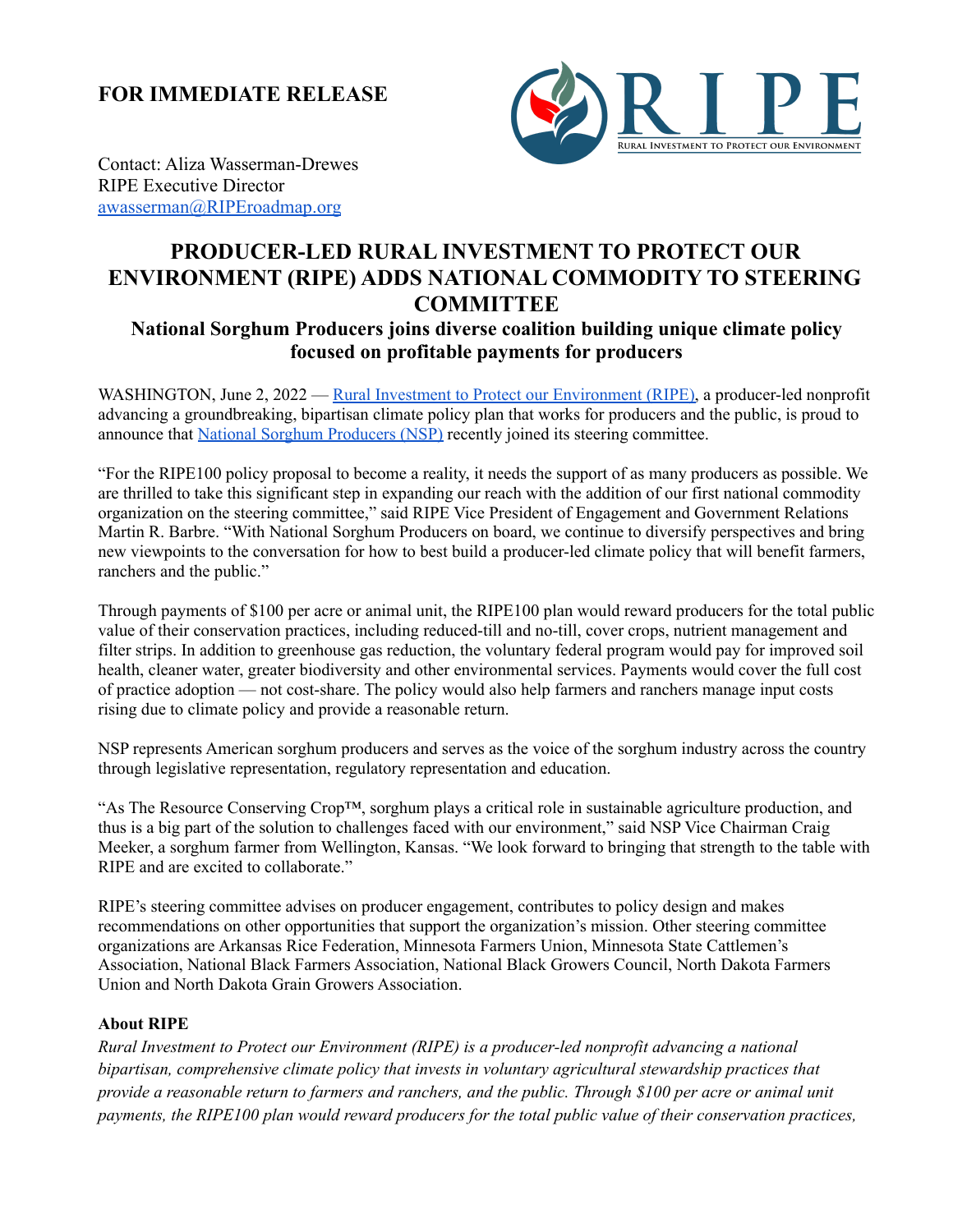**FOR IMMEDIATE RELEASE**

Contact: Aliza Wasserman-Drewes
RIPE Executive Director
[awasserman@RIPEroadmap.org](mailto:awasserman@RIPEroadmap.org)

# PRODUCER-LED RURAL INVESTMENT TO PROTECT OUR ENVIRONMENT (RIPE) ADDS NATIONAL COMMODITY TO STEERING COMMITTEE

## National Sorghum Producers joins diverse coalition building unique climate policy focused on profitable payments for producers

WASHINGTON, June 2, 2022 — [Rural Investment to Protect our Environment (RIPE)](), a producer-led nonprofit advancing a groundbreaking, bipartisan climate policy plan that works for producers and the public, is proud to announce that [National Sorghum Producers (NSP)]() recently joined its steering committee.

"For the RIPE100 policy proposal to become a reality, it needs the support of as many producers as possible. We are thrilled to take this significant step in expanding our reach with the addition of our first national commodity organization on the steering committee," said RIPE Vice President of Engagement and Government Relations Martin R. Barbre. "With National Sorghum Producers on board, we continue to diversify perspectives and bring new viewpoints to the conversation for how to best build a producer-led climate policy that will benefit farmers, ranchers and the public."

Through payments of $100 per acre or animal unit, the RIPE100 plan would reward producers for the total public value of their conservation practices, including reduced-till and no-till, cover crops, nutrient management and filter strips. In addition to greenhouse gas reduction, the voluntary federal program would pay for improved soil health, cleaner water, greater biodiversity and other environmental services. Payments would cover the full cost of practice adoption — not cost-share. The policy would also help farmers and ranchers manage input costs rising due to climate policy and provide a reasonable return.

NSP represents American sorghum producers and serves as the voice of the sorghum industry across the country through legislative representation, regulatory representation and education.

"As The Resource Conserving Crop™, sorghum plays a critical role in sustainable agriculture production, and thus is a big part of the solution to challenges faced with our environment," said NSP Vice Chairman Craig Meeker, a sorghum farmer from Wellington, Kansas. "We look forward to bringing that strength to the table with RIPE and are excited to collaborate."

RIPE's steering committee advises on producer engagement, contributes to policy design and makes recommendations on other opportunities that support the organization's mission. Other steering committee organizations are Arkansas Rice Federation, Minnesota Farmers Union, Minnesota State Cattlemen's Association, National Black Farmers Association, National Black Growers Council, North Dakota Farmers Union and North Dakota Grain Growers Association.

**About RIPE**

*Rural Investment to Protect our Environment (RIPE) is a producer-led nonprofit advancing a national bipartisan, comprehensive climate policy that invests in voluntary agricultural stewardship practices that provide a reasonable return to farmers and ranchers, and the public. Through $100 per acre or animal unit payments, the RIPE100 plan would reward producers for the total public value of their conservation practices,*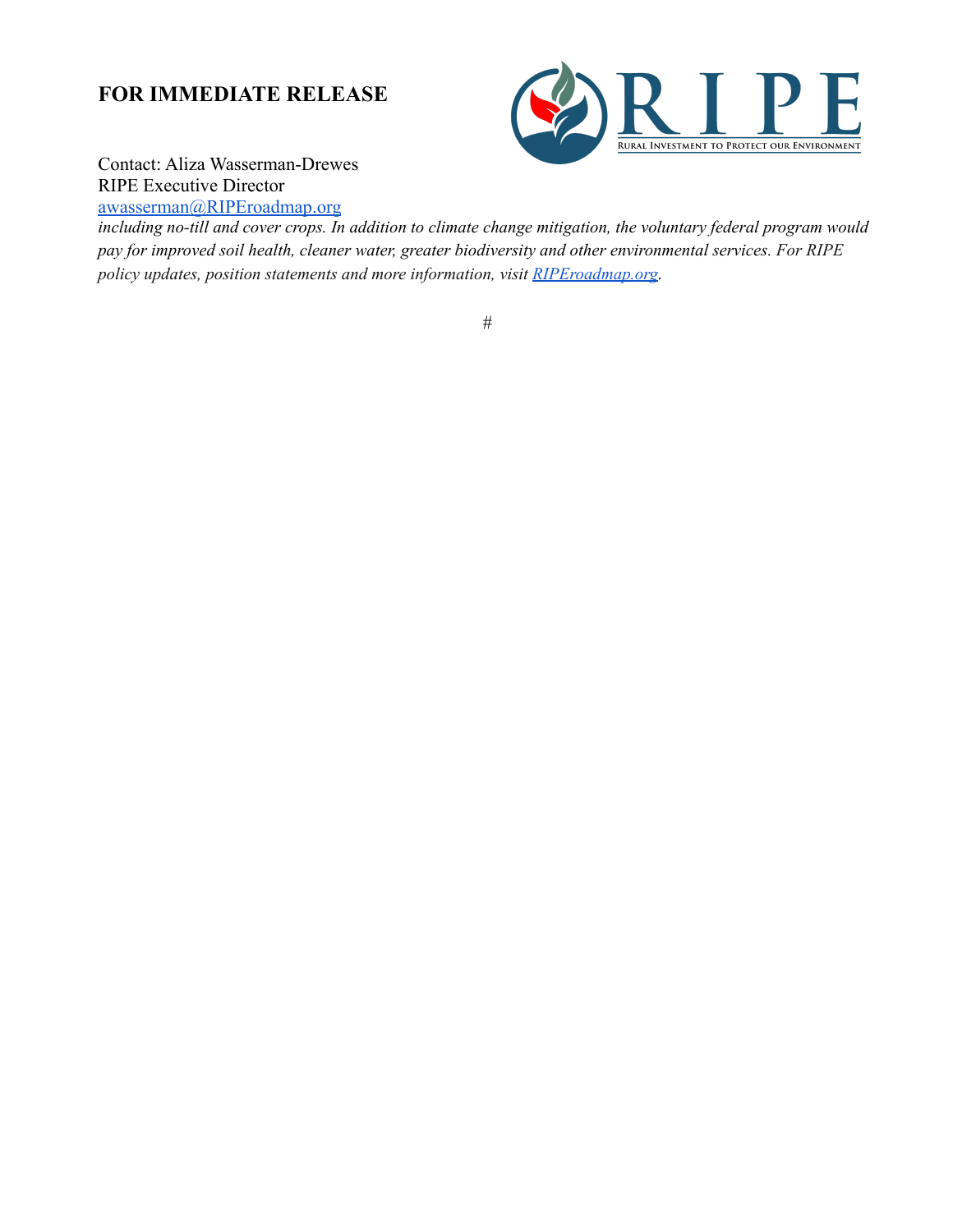**FOR IMMEDIATE RELEASE**

Contact: Aliza Wasserman-Drewes
RIPE Executive Director
awasserman@RIPEroadmap.org

*including no-till and cover crops. In addition to climate change mitigation, the voluntary federal program would pay for improved soil health, cleaner water, greater biodiversity and other environmental services. For RIPE policy updates, position statements and more information, visit RIPEroadmap.org.*

#